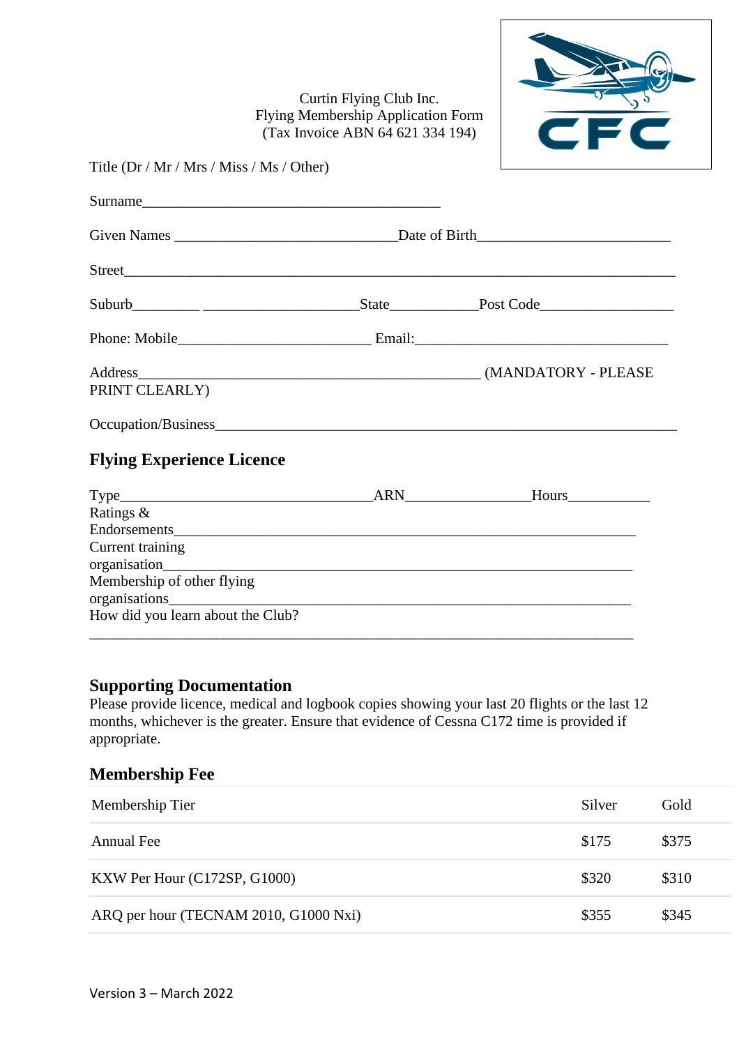Curtin Flying Club Inc.
Flying Membership Application Form
(Tax Invoice ABN 64 621 334 194)

Title (Dr / Mr / Mrs / Miss / Ms / Other)

Surname_________________________________________

Given Names ______________________________Date of Birth__________________________

Street___________________________________________________________________________

Suburb_________ _____________________State____________Post Code__________________

Phone: Mobile__________________________ Email:___________________________________

Address_____________________________________________ (MANDATORY - PLEASE PRINT CLEARLY)

Occupation/Business_______________________________________________________________

## Flying Experience Licence

Type__________________________________ARN_________________Hours___________

Ratings & Endorsements_____________________________________________________________

Current training organisation________________________________________________________

Membership of other flying organisations______________________________________________

How did you learn about the Club?

__________________________________________________________________________

## Supporting Documentation

Please provide licence, medical and logbook copies showing your last 20 flights or the last 12 months, whichever is the greater. Ensure that evidence of Cessna C172 time is provided if appropriate.

## Membership Fee

| Membership Tier | Silver | Gold |
|---|---|---|
| Annual Fee | $175 | $375 |
| KXW Per Hour (C172SP, G1000) | $320 | $310 |
| ARQ per hour (TECNAM 2010, G1000 Nxi) | $355 | $345 |

Version 3 – March 2022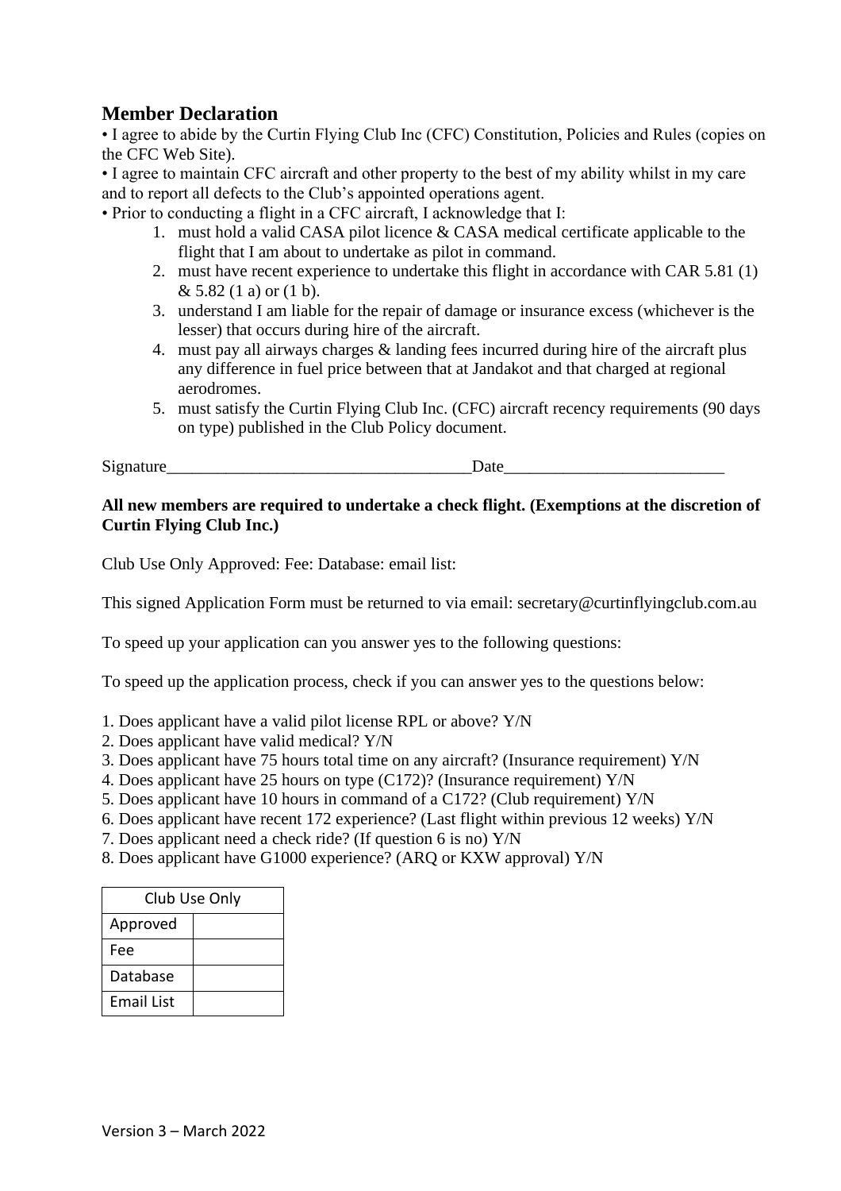## Member Declaration

• I agree to abide by the Curtin Flying Club Inc (CFC) Constitution, Policies and Rules (copies on the CFC Web Site).

• I agree to maintain CFC aircraft and other property to the best of my ability whilst in my care and to report all defects to the Club's appointed operations agent.

• Prior to conducting a flight in a CFC aircraft, I acknowledge that I:

1. must hold a valid CASA pilot licence & CASA medical certificate applicable to the flight that I am about to undertake as pilot in command.
2. must have recent experience to undertake this flight in accordance with CAR 5.81 (1) & 5.82 (1 a) or (1 b).
3. understand I am liable for the repair of damage or insurance excess (whichever is the lesser) that occurs during hire of the aircraft.
4. must pay all airways charges & landing fees incurred during hire of the aircraft plus any difference in fuel price between that at Jandakot and that charged at regional aerodromes.
5. must satisfy the Curtin Flying Club Inc. (CFC) aircraft recency requirements (90 days on type) published in the Club Policy document.

Signature____________________________________Date__________________________

**All new members are required to undertake a check flight. (Exemptions at the discretion of Curtin Flying Club Inc.)**

Club Use Only Approved: Fee: Database: email list:

This signed Application Form must be returned to via email: secretary@curtinflyingclub.com.au

To speed up your application can you answer yes to the following questions:

To speed up the application process, check if you can answer yes to the questions below:

1. Does applicant have a valid pilot license RPL or above? Y/N
2. Does applicant have valid medical? Y/N
3. Does applicant have 75 hours total time on any aircraft? (Insurance requirement) Y/N
4. Does applicant have 25 hours on type (C172)? (Insurance requirement) Y/N
5. Does applicant have 10 hours in command of a C172? (Club requirement) Y/N
6. Does applicant have recent 172 experience? (Last flight within previous 12 weeks) Y/N
7. Does applicant need a check ride? (If question 6 is no) Y/N
8. Does applicant have G1000 experience? (ARQ or KXW approval) Y/N

| Club Use Only | |
|---|---|
| Approved | |
| Fee | |
| Database | |
| Email List | |

Version 3 – March 2022